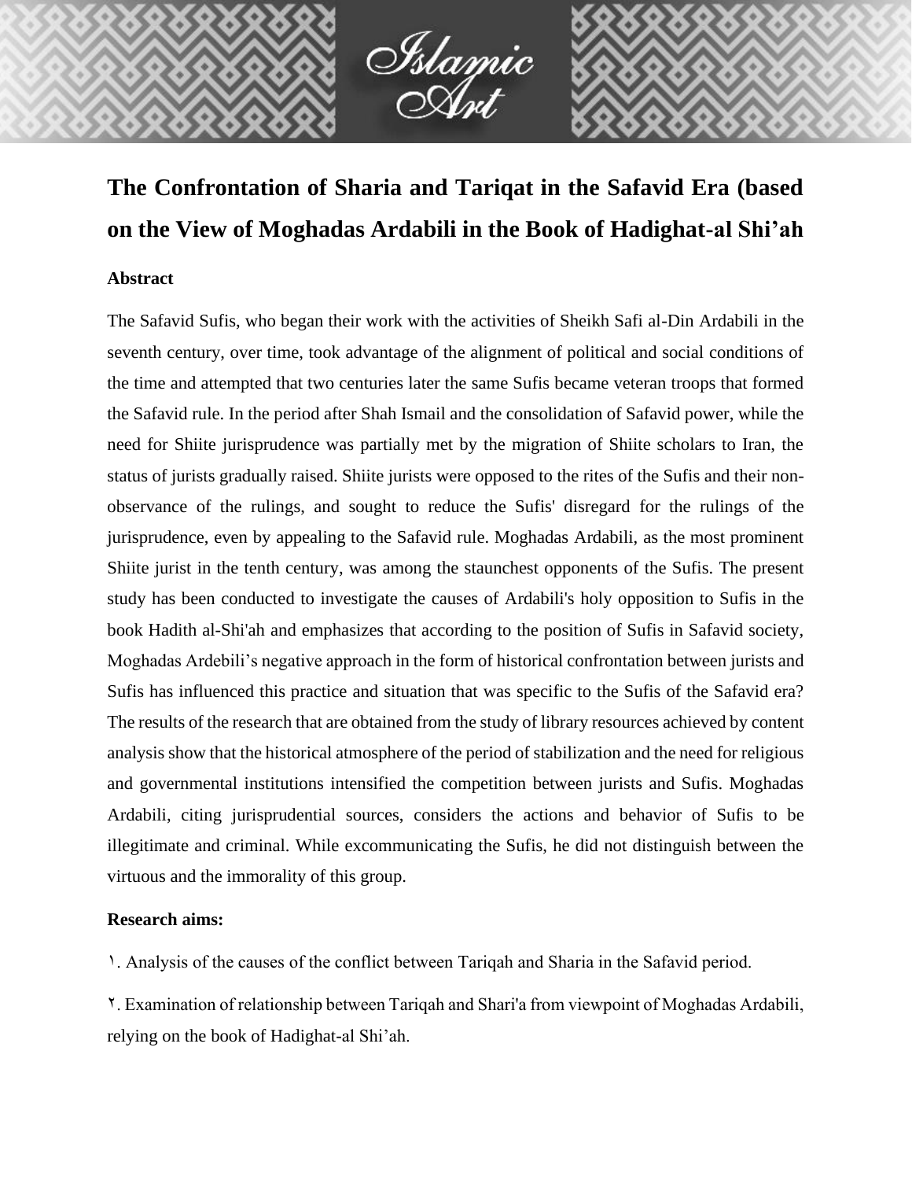# The Confrontation of Sharia and Tariqat in the Safavid Era (based on the View of Moghadas Ardabili in the Book of Hadighat-al Shi'ah

## Abstract

The Safavid Sufis, who began their work with the activities of Sheikh Safi al-Din Ardabili in the seventh century, over time, took advantage of the alignment of political and social conditions of the time and attempted that two centuries later the same Sufis became veteran troops that formed the Safavid rule. In the period after Shah Ismail and the consolidation of Safavid power, while the need for Shiite jurisprudence was partially met by the migration of Shiite scholars to Iran, the status of jurists gradually raised. Shiite jurists were opposed to the rites of the Sufis and their non-observance of the rulings, and sought to reduce the Sufis' disregard for the rulings of the jurisprudence, even by appealing to the Safavid rule. Moghadas Ardabili, as the most prominent Shiite jurist in the tenth century, was among the staunchest opponents of the Sufis. The present study has been conducted to investigate the causes of Ardabili's holy opposition to Sufis in the book Hadith al-Shi'ah and emphasizes that according to the position of Sufis in Safavid society, Moghadas Ardebili's negative approach in the form of historical confrontation between jurists and Sufis has influenced this practice and situation that was specific to the Sufis of the Safavid era? The results of the research that are obtained from the study of library resources achieved by content analysis show that the historical atmosphere of the period of stabilization and the need for religious and governmental institutions intensified the competition between jurists and Sufis. Moghadas Ardabili, citing jurisprudential sources, considers the actions and behavior of Sufis to be illegitimate and criminal. While excommunicating the Sufis, he did not distinguish between the virtuous and the immorality of this group.

## Research aims:

١. Analysis of the causes of the conflict between Tariqah and Sharia in the Safavid period.

٢. Examination of relationship between Tariqah and Shari'a from viewpoint of Moghadas Ardabili, relying on the book of Hadighat-al Shi'ah.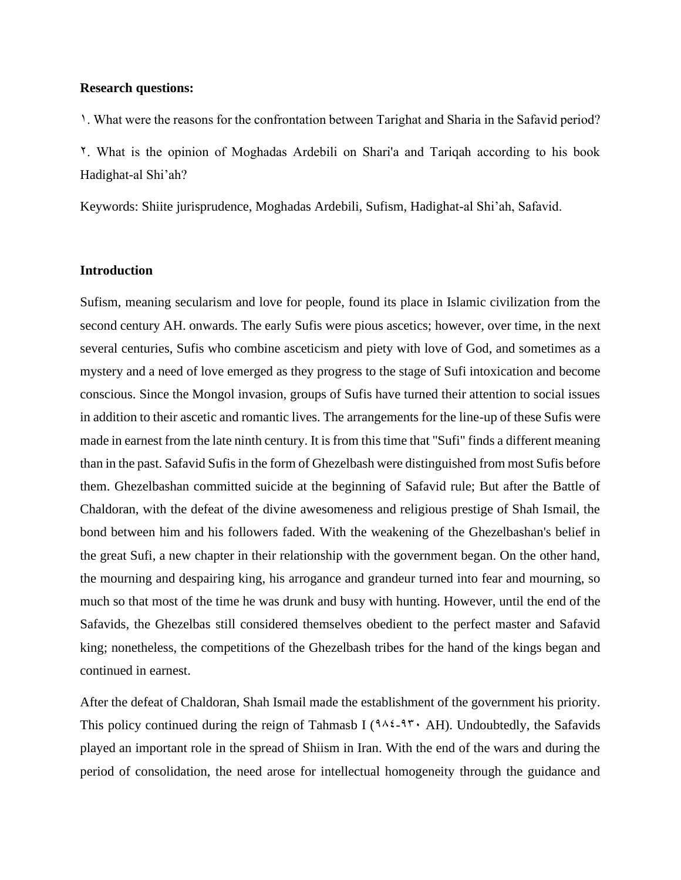**Research questions:**

١. What were the reasons for the confrontation between Tarighat and Sharia in the Safavid period?

٢. What is the opinion of Moghadas Ardebili on Shari'a and Tariqah according to his book Hadighat-al Shi'ah?

Keywords: Shiite jurisprudence, Moghadas Ardebili, Sufism, Hadighat-al Shi'ah, Safavid.

**Introduction**

Sufism, meaning secularism and love for people, found its place in Islamic civilization from the second century AH. onwards. The early Sufis were pious ascetics; however, over time, in the next several centuries, Sufis who combine asceticism and piety with love of God, and sometimes as a mystery and a need of love emerged as they progress to the stage of Sufi intoxication and become conscious. Since the Mongol invasion, groups of Sufis have turned their attention to social issues in addition to their ascetic and romantic lives. The arrangements for the line-up of these Sufis were made in earnest from the late ninth century. It is from this time that "Sufi" finds a different meaning than in the past. Safavid Sufis in the form of Ghezelbash were distinguished from most Sufis before them. Ghezelbashan committed suicide at the beginning of Safavid rule; But after the Battle of Chaldoran, with the defeat of the divine awesomeness and religious prestige of Shah Ismail, the bond between him and his followers faded. With the weakening of the Ghezelbashan's belief in the great Sufi, a new chapter in their relationship with the government began. On the other hand, the mourning and despairing king, his arrogance and grandeur turned into fear and mourning, so much so that most of the time he was drunk and busy with hunting. However, until the end of the Safavids, the Ghezelbas still considered themselves obedient to the perfect master and Safavid king; nonetheless, the competitions of the Ghezelbash tribes for the hand of the kings began and continued in earnest.

After the defeat of Chaldoran, Shah Ismail made the establishment of the government his priority. This policy continued during the reign of Tahmasb I (٩٨٤-٩٣٠ AH). Undoubtedly, the Safavids played an important role in the spread of Shiism in Iran. With the end of the wars and during the period of consolidation, the need arose for intellectual homogeneity through the guidance and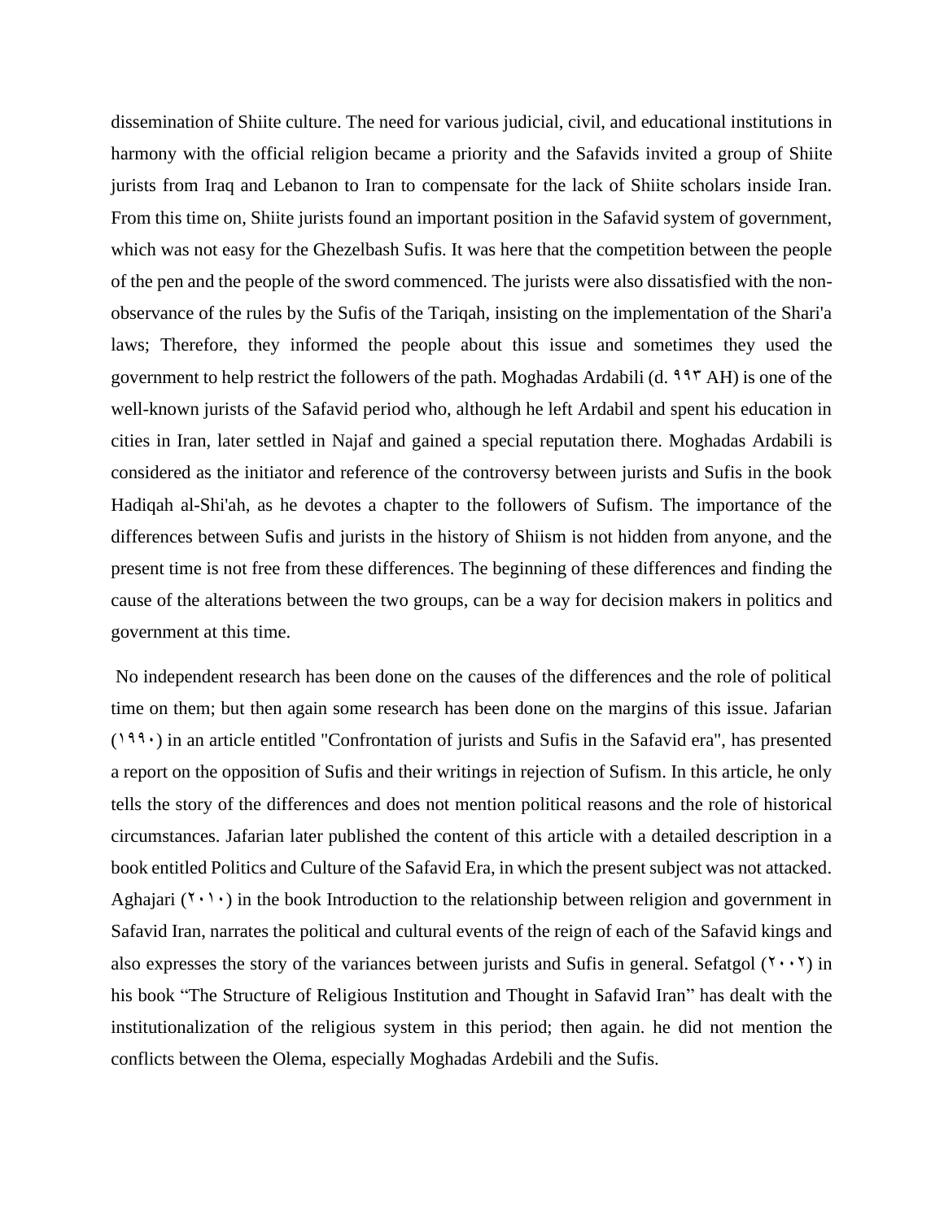dissemination of Shiite culture. The need for various judicial, civil, and educational institutions in harmony with the official religion became a priority and the Safavids invited a group of Shiite jurists from Iraq and Lebanon to Iran to compensate for the lack of Shiite scholars inside Iran. From this time on, Shiite jurists found an important position in the Safavid system of government, which was not easy for the Ghezelbash Sufis. It was here that the competition between the people of the pen and the people of the sword commenced. The jurists were also dissatisfied with the non-observance of the rules by the Sufis of the Tariqah, insisting on the implementation of the Shari'a laws; Therefore, they informed the people about this issue and sometimes they used the government to help restrict the followers of the path. Moghadas Ardabili (d. ۹۹۳ AH) is one of the well-known jurists of the Safavid period who, although he left Ardabil and spent his education in cities in Iran, later settled in Najaf and gained a special reputation there. Moghadas Ardabili is considered as the initiator and reference of the controversy between jurists and Sufis in the book Hadiqah al-Shi'ah, as he devotes a chapter to the followers of Sufism. The importance of the differences between Sufis and jurists in the history of Shiism is not hidden from anyone, and the present time is not free from these differences. The beginning of these differences and finding the cause of the alterations between the two groups, can be a way for decision makers in politics and government at this time.

No independent research has been done on the causes of the differences and the role of political time on them; but then again some research has been done on the margins of this issue. Jafarian (۱۹۹۰) in an article entitled "Confrontation of jurists and Sufis in the Safavid era", has presented a report on the opposition of Sufis and their writings in rejection of Sufism. In this article, he only tells the story of the differences and does not mention political reasons and the role of historical circumstances. Jafarian later published the content of this article with a detailed description in a book entitled Politics and Culture of the Safavid Era, in which the present subject was not attacked. Aghajari (۲۰۱۰) in the book Introduction to the relationship between religion and government in Safavid Iran, narrates the political and cultural events of the reign of each of the Safavid kings and also expresses the story of the variances between jurists and Sufis in general. Sefatgol (۲۰۰۲) in his book "The Structure of Religious Institution and Thought in Safavid Iran" has dealt with the institutionalization of the religious system in this period; then again. he did not mention the conflicts between the Olema, especially Moghadas Ardebili and the Sufis.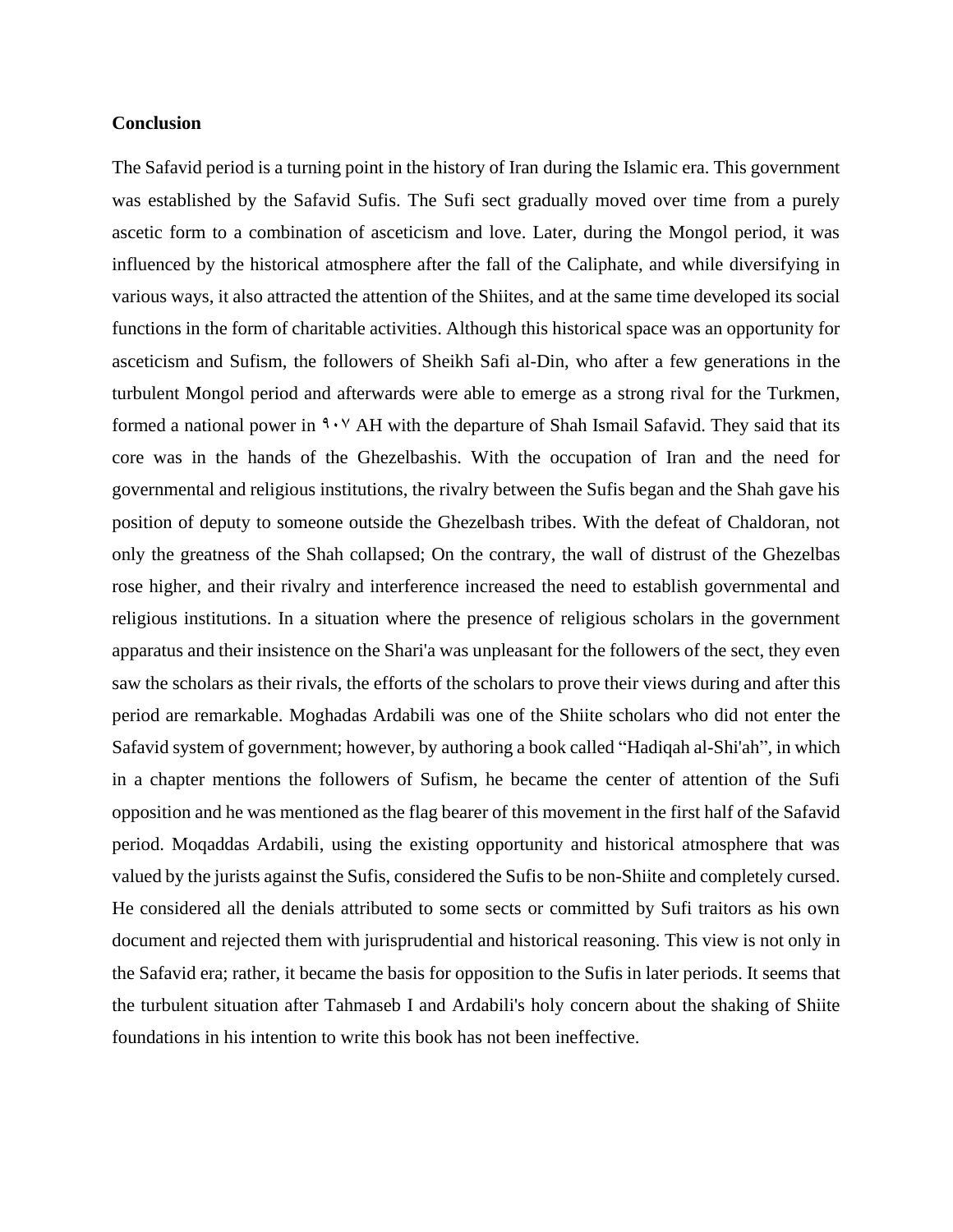**Conclusion**

The Safavid period is a turning point in the history of Iran during the Islamic era. This government was established by the Safavid Sufis. The Sufi sect gradually moved over time from a purely ascetic form to a combination of asceticism and love. Later, during the Mongol period, it was influenced by the historical atmosphere after the fall of the Caliphate, and while diversifying in various ways, it also attracted the attention of the Shiites, and at the same time developed its social functions in the form of charitable activities. Although this historical space was an opportunity for asceticism and Sufism, the followers of Sheikh Safi al-Din, who after a few generations in the turbulent Mongol period and afterwards were able to emerge as a strong rival for the Turkmen, formed a national power in ٩٠٧ AH with the departure of Shah Ismail Safavid. They said that its core was in the hands of the Ghezelbashis. With the occupation of Iran and the need for governmental and religious institutions, the rivalry between the Sufis began and the Shah gave his position of deputy to someone outside the Ghezelbash tribes. With the defeat of Chaldoran, not only the greatness of the Shah collapsed; On the contrary, the wall of distrust of the Ghezelbas rose higher, and their rivalry and interference increased the need to establish governmental and religious institutions. In a situation where the presence of religious scholars in the government apparatus and their insistence on the Shari'a was unpleasant for the followers of the sect, they even saw the scholars as their rivals, the efforts of the scholars to prove their views during and after this period are remarkable. Moghadas Ardabili was one of the Shiite scholars who did not enter the Safavid system of government; however, by authoring a book called "Hadiqah al-Shi'ah", in which in a chapter mentions the followers of Sufism, he became the center of attention of the Sufi opposition and he was mentioned as the flag bearer of this movement in the first half of the Safavid period. Moqaddas Ardabili, using the existing opportunity and historical atmosphere that was valued by the jurists against the Sufis, considered the Sufis to be non-Shiite and completely cursed. He considered all the denials attributed to some sects or committed by Sufi traitors as his own document and rejected them with jurisprudential and historical reasoning. This view is not only in the Safavid era; rather, it became the basis for opposition to the Sufis in later periods. It seems that the turbulent situation after Tahmaseb I and Ardabili's holy concern about the shaking of Shiite foundations in his intention to write this book has not been ineffective.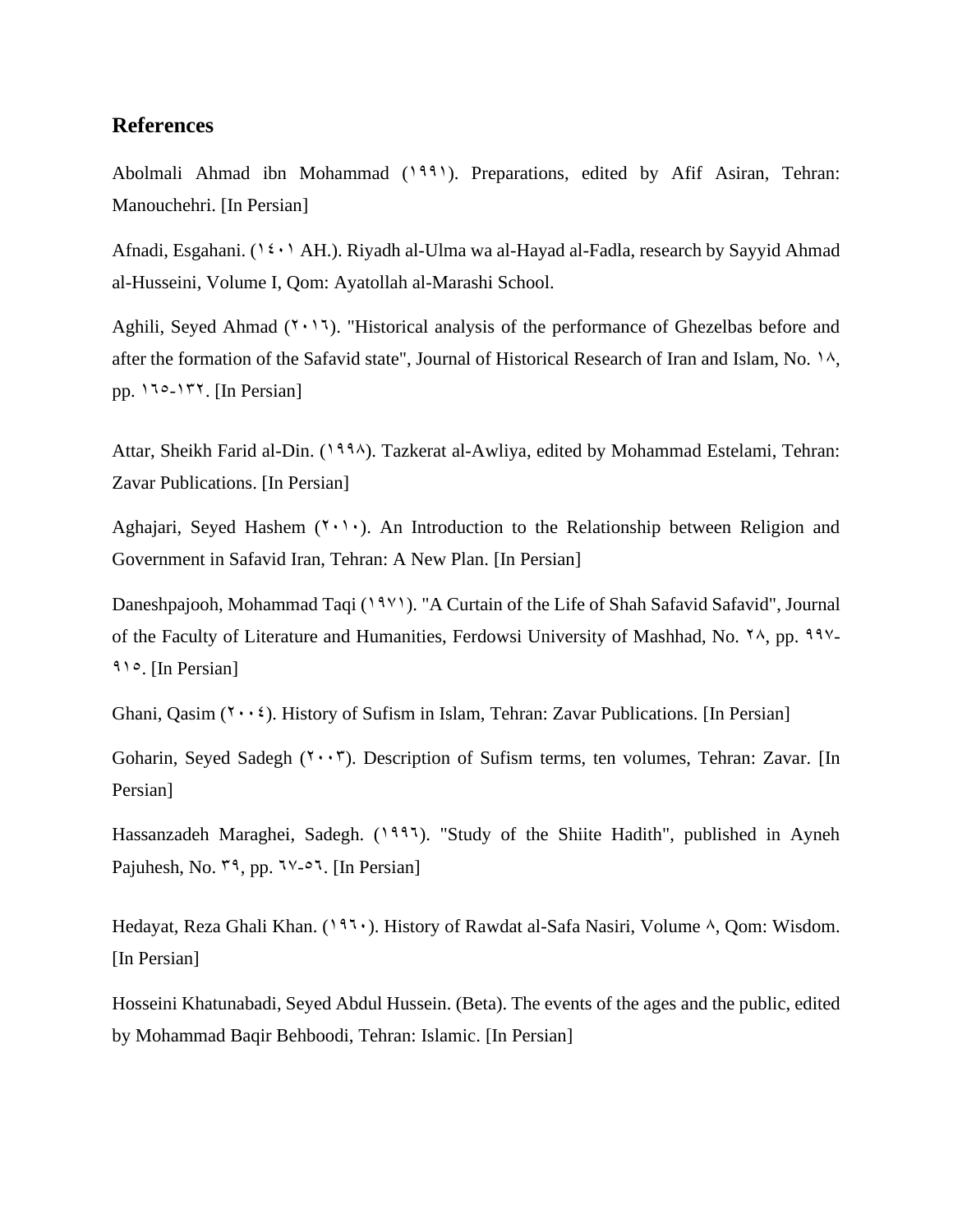## References

Abolmali Ahmad ibn Mohammad (١٩٩١). Preparations, edited by Afif Asiran, Tehran: Manouchehri. [In Persian]

Afnadi, Esgahani. (١٤٠١ AH.). Riyadh al-Ulma wa al-Hayad al-Fadla, research by Sayyid Ahmad al-Husseini, Volume I, Qom: Ayatollah al-Marashi School.

Aghili, Seyed Ahmad (٢٠١٦). "Historical analysis of the performance of Ghezelbas before and after the formation of the Safavid state", Journal of Historical Research of Iran and Islam, No. ١٨, pp. ١٦٥-١٣٢. [In Persian]

Attar, Sheikh Farid al-Din. (١٩٩٨). Tazkerat al-Awliya, edited by Mohammad Estelami, Tehran: Zavar Publications. [In Persian]

Aghajari, Seyed Hashem (٢٠١٠). An Introduction to the Relationship between Religion and Government in Safavid Iran, Tehran: A New Plan. [In Persian]

Daneshpajooh, Mohammad Taqi (١٩٧١). "A Curtain of the Life of Shah Safavid Safavid", Journal of the Faculty of Literature and Humanities, Ferdowsi University of Mashhad, No. ٢٨, pp. ٩٩٧-٩١٥. [In Persian]

Ghani, Qasim (٢٠٠٤). History of Sufism in Islam, Tehran: Zavar Publications. [In Persian]

Goharin, Seyed Sadegh (٢٠٠٣). Description of Sufism terms, ten volumes, Tehran: Zavar. [In Persian]

Hassanzadeh Maraghei, Sadegh. (١٩٩٦). "Study of the Shiite Hadith", published in Ayneh Pajuhesh, No. ٣٩, pp. ٦٧-٥٦. [In Persian]

Hedayat, Reza Ghali Khan. (١٩٦٠). History of Rawdat al-Safa Nasiri, Volume ٨, Qom: Wisdom. [In Persian]

Hosseini Khatunabadi, Seyed Abdul Hussein. (Beta). The events of the ages and the public, edited by Mohammad Baqir Behboodi, Tehran: Islamic. [In Persian]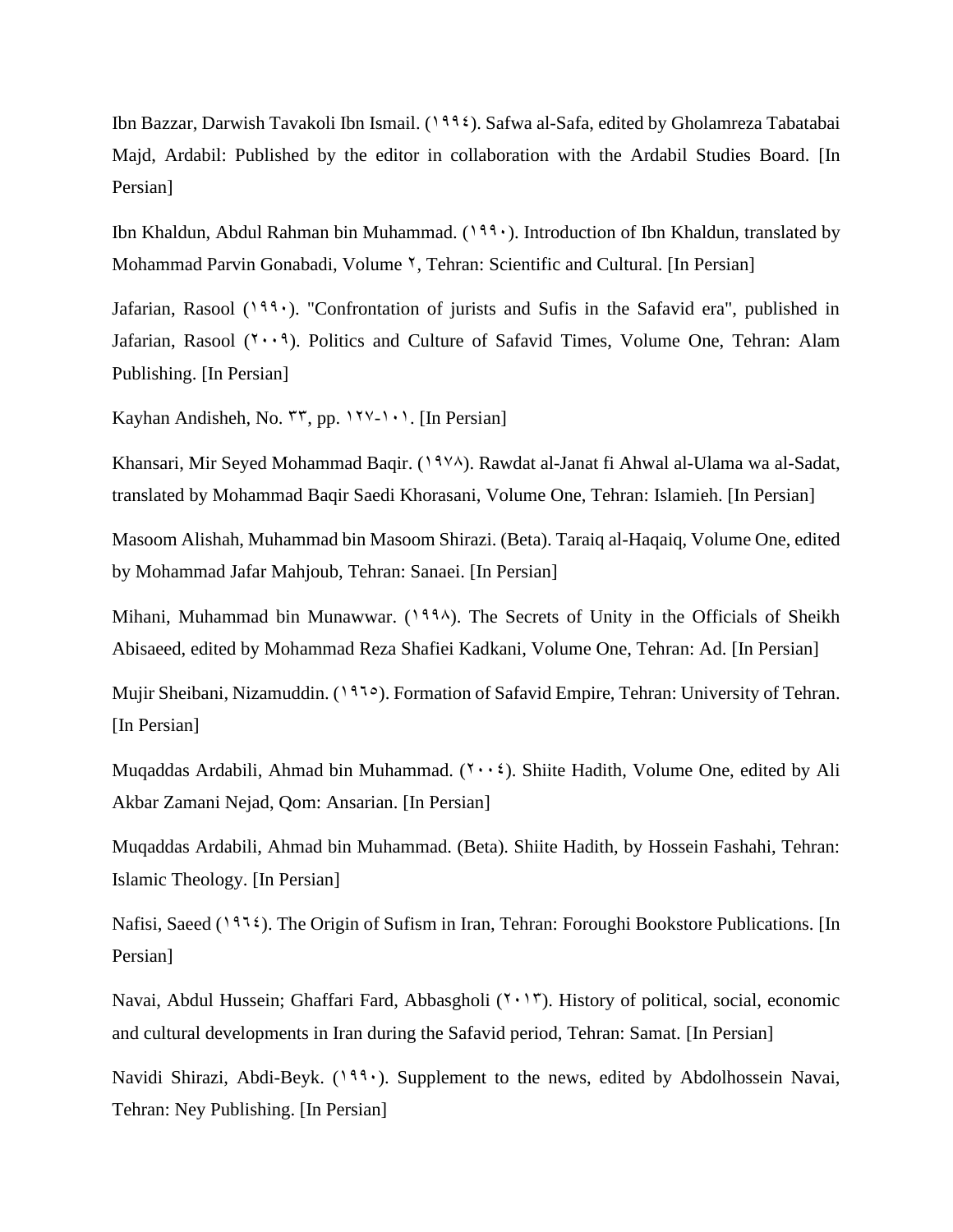Ibn Bazzar, Darwish Tavakoli Ibn Ismail. (١٩٩٤). Safwa al-Safa, edited by Gholamreza Tabatabai Majd, Ardabil: Published by the editor in collaboration with the Ardabil Studies Board. [In Persian]

Ibn Khaldun, Abdul Rahman bin Muhammad. (١٩٩٠). Introduction of Ibn Khaldun, translated by Mohammad Parvin Gonabadi, Volume ٢, Tehran: Scientific and Cultural. [In Persian]

Jafarian, Rasool (١٩٩٠). "Confrontation of jurists and Sufis in the Safavid era", published in Jafarian, Rasool (٢٠٠٩). Politics and Culture of Safavid Times, Volume One, Tehran: Alam Publishing. [In Persian]

Kayhan Andisheh, No. ٣٣, pp. ١٢٧-١٠١. [In Persian]

Khansari, Mir Seyed Mohammad Baqir. (١٩٧٨). Rawdat al-Janat fi Ahwal al-Ulama wa al-Sadat, translated by Mohammad Baqir Saedi Khorasani, Volume One, Tehran: Islamieh. [In Persian]

Masoom Alishah, Muhammad bin Masoom Shirazi. (Beta). Taraiq al-Haqaiq, Volume One, edited by Mohammad Jafar Mahjoub, Tehran: Sanaei. [In Persian]

Mihani, Muhammad bin Munawwar. (١٩٩٨). The Secrets of Unity in the Officials of Sheikh Abisaeed, edited by Mohammad Reza Shafiei Kadkani, Volume One, Tehran: Ad. [In Persian]

Mujir Sheibani, Nizamuddin. (١٩٦٥). Formation of Safavid Empire, Tehran: University of Tehran. [In Persian]

Muqaddas Ardabili, Ahmad bin Muhammad. (٢٠٠٤). Shiite Hadith, Volume One, edited by Ali Akbar Zamani Nejad, Qom: Ansarian. [In Persian]

Muqaddas Ardabili, Ahmad bin Muhammad. (Beta). Shiite Hadith, by Hossein Fashahi, Tehran: Islamic Theology. [In Persian]

Nafisi, Saeed (١٩٦٤). The Origin of Sufism in Iran, Tehran: Foroughi Bookstore Publications. [In Persian]

Navai, Abdul Hussein; Ghaffari Fard, Abbasgholi (٢٠١٣). History of political, social, economic and cultural developments in Iran during the Safavid period, Tehran: Samat. [In Persian]

Navidi Shirazi, Abdi-Beyk. (١٩٩٠). Supplement to the news, edited by Abdolhossein Navai, Tehran: Ney Publishing. [In Persian]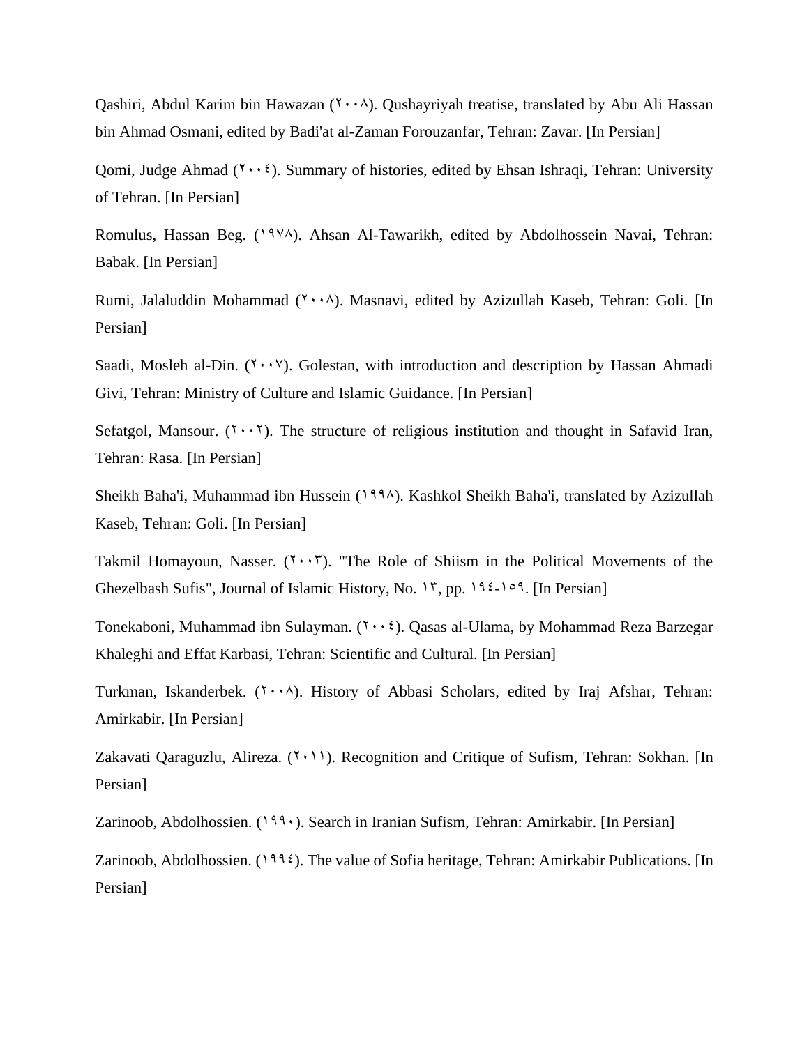Qashiri, Abdul Karim bin Hawazan (۲۰۰۸). Qushayriyah treatise, translated by Abu Ali Hassan bin Ahmad Osmani, edited by Badi'at al-Zaman Forouzanfar, Tehran: Zavar. [In Persian]

Qomi, Judge Ahmad (۲۰۰٤). Summary of histories, edited by Ehsan Ishraqi, Tehran: University of Tehran. [In Persian]

Romulus, Hassan Beg. (۱۹۷۸). Ahsan Al-Tawarikh, edited by Abdolhossein Navai, Tehran: Babak. [In Persian]

Rumi, Jalaluddin Mohammad (۲۰۰۸). Masnavi, edited by Azizullah Kaseb, Tehran: Goli. [In Persian]

Saadi, Mosleh al-Din. (۲۰۰۷). Golestan, with introduction and description by Hassan Ahmadi Givi, Tehran: Ministry of Culture and Islamic Guidance. [In Persian]

Sefatgol, Mansour. (۲۰۰۲). The structure of religious institution and thought in Safavid Iran, Tehran: Rasa. [In Persian]

Sheikh Baha'i, Muhammad ibn Hussein (۱۹۹۸). Kashkol Sheikh Baha'i, translated by Azizullah Kaseb, Tehran: Goli. [In Persian]

Takmil Homayoun, Nasser. (۲۰۰۳). "The Role of Shiism in the Political Movements of the Ghezelbash Sufis", Journal of Islamic History, No. ۱۳, pp. ۱۹٤-۱٥۹. [In Persian]

Tonekaboni, Muhammad ibn Sulayman. (۲۰۰٤). Qasas al-Ulama, by Mohammad Reza Barzegar Khaleghi and Effat Karbasi, Tehran: Scientific and Cultural. [In Persian]

Turkman, Iskanderbek. (۲۰۰۸). History of Abbasi Scholars, edited by Iraj Afshar, Tehran: Amirkabir. [In Persian]

Zakavati Qaraguzlu, Alireza. (۲۰۱۱). Recognition and Critique of Sufism, Tehran: Sokhan. [In Persian]

Zarinoob, Abdolhossien. (۱۹۹۰). Search in Iranian Sufism, Tehran: Amirkabir. [In Persian]

Zarinoob, Abdolhossien. (۱۹۹٤). The value of Sofia heritage, Tehran: Amirkabir Publications. [In Persian]